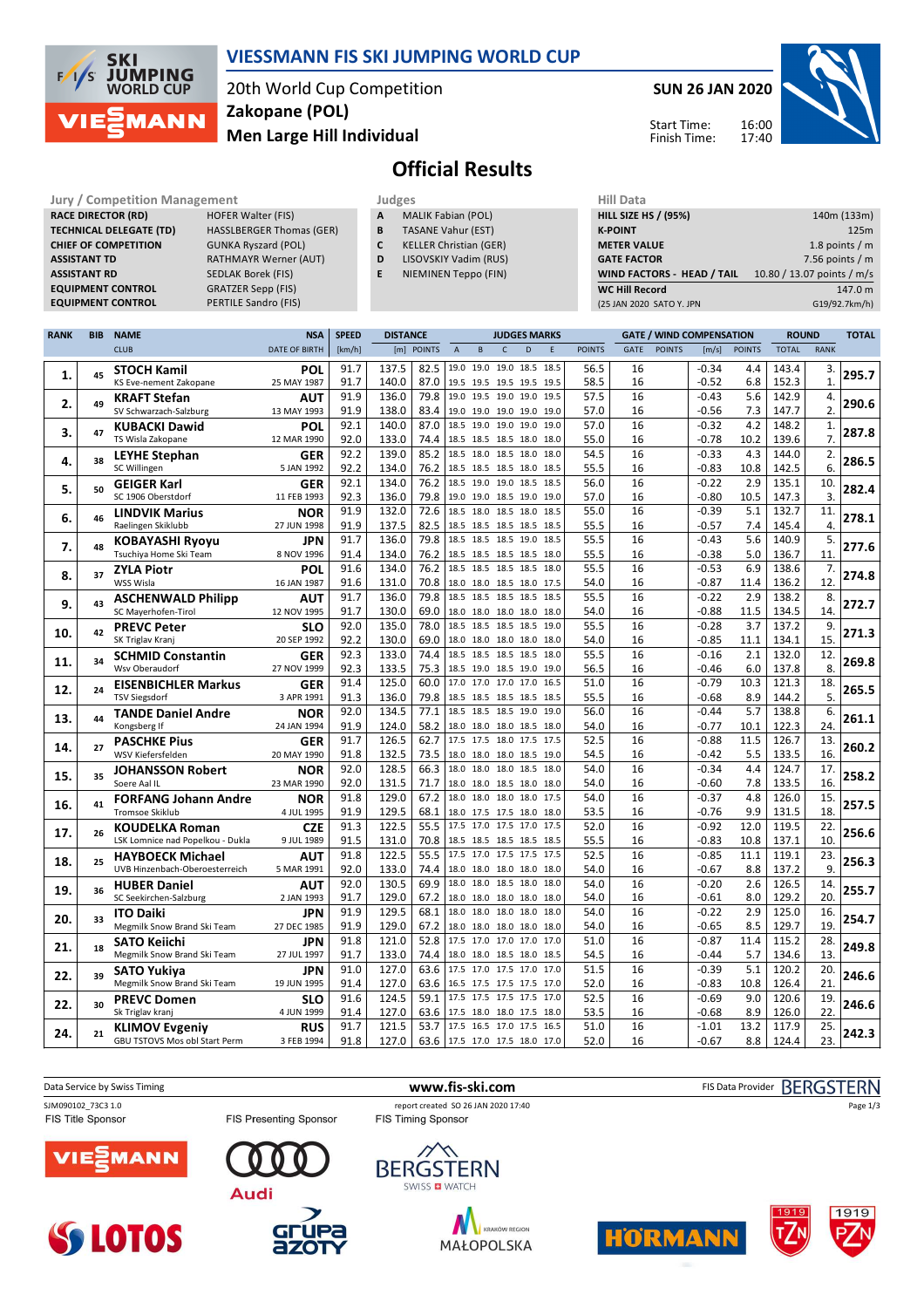# VIESSMANN FIS SKI JUMPING WORLD CUP

20th World Cup Competition
**Zakopane (POL)**
**Men Large Hill Individual**

**SUN 26 JAN 2020**

Start Time: 16:00
Finish Time: 17:40

## Official Results

| Jury / Competition Management | |
|---|---|
| RACE DIRECTOR (RD) | HOFER Walter (FIS) |
| TECHNICAL DELEGATE (TD) | HASSLBERGER Thomas (GER) |
| CHIEF OF COMPETITION | GUNKA Ryszard (POL) |
| ASSISTANT TD | RATHMAYR Werner (AUT) |
| ASSISTANT RD | SEDLAK Borek (FIS) |
| EQUIPMENT CONTROL | GRATZER Sepp (FIS) |
| EQUIPMENT CONTROL | PERTILE Sandro (FIS) |

| Judges | |
|---|---|
| A | MALIK Fabian (POL) |
| B | TASANE Vahur (EST) |
| C | KELLER Christian (GER) |
| D | LISOVSKIY Vadim (RUS) |
| E | NIEMINEN Teppo (FIN) |

| Hill Data | |
|---|---|
| HILL SIZE HS / (95%) | 140m (133m) |
| K-POINT | 125m |
| METER VALUE | 1.8 points / m |
| GATE FACTOR | 7.56 points / m |
| WIND FACTORS - HEAD / TAIL | 10.80 / 13.07 points / m/s |
| WC Hill Record | 147.0 m |
| (25 JAN 2020 SATO Y. JPN | G19/92.7km/h) |

| RANK | BIB | NAME / CLUB | NSA / DATE OF BIRTH | SPEED [km/h] | DISTANCE [m] | DISTANCE POINTS | A | B | C | D | E | JUDGES POINTS | GATE | GATE POINTS | WIND [m/s] | WIND POINTS | ROUND TOTAL | ROUND RANK | TOTAL |
|---|---|---|---|---|---|---|---|---|---|---|---|---|---|---|---|---|---|---|---|
| 1. | 45 | **STOCH Kamil** | POL | 91.7 | 137.5 | 82.5 | 19.0 | 19.0 | 19.0 | 18.5 | 18.5 | 56.5 | 16 | | -0.34 | 4.4 | 143.4 | 3. | 295.7 |
| | | KS Eve-nement Zakopane | 25 MAY 1987 | 91.7 | 140.0 | 87.0 | 19.5 | 19.5 | 19.5 | 19.5 | 19.5 | 58.5 | 16 | | -0.52 | 6.8 | 152.3 | 1. | |
| 2. | 49 | **KRAFT Stefan** | AUT | 91.9 | 136.0 | 79.8 | 19.0 | 19.5 | 19.0 | 19.0 | 19.5 | 57.5 | 16 | | -0.43 | 5.6 | 142.9 | 4. | 290.6 |
| | | SV Schwarzach-Salzburg | 13 MAY 1993 | 91.9 | 138.0 | 83.4 | 19.0 | 19.0 | 19.0 | 19.0 | 19.0 | 57.0 | 16 | | -0.56 | 7.3 | 147.7 | 2. | |
| 3. | 47 | **KUBACKI Dawid** | POL | 92.1 | 140.0 | 87.0 | 18.5 | 19.0 | 19.0 | 19.0 | 19.0 | 57.0 | 16 | | -0.32 | 4.2 | 148.2 | 1. | 287.8 |
| | | TS Wisla Zakopane | 12 MAR 1990 | 92.0 | 133.0 | 74.4 | 18.5 | 18.5 | 18.5 | 18.0 | 18.0 | 55.0 | 16 | | -0.78 | 10.2 | 139.6 | 7. | |
| 4. | 38 | **LEYHE Stephan** | GER | 92.2 | 139.0 | 85.2 | 18.5 | 18.0 | 18.5 | 18.0 | 18.0 | 54.5 | 16 | | -0.33 | 4.3 | 144.0 | 2. | 286.5 |
| | | SC Willingen | 5 JAN 1992 | 92.2 | 134.0 | 76.2 | 18.5 | 18.5 | 18.5 | 18.0 | 18.5 | 55.5 | 16 | | -0.83 | 10.8 | 142.5 | 6. | |
| 5. | 50 | **GEIGER Karl** | GER | 92.1 | 134.0 | 76.2 | 18.5 | 19.0 | 19.0 | 18.5 | 18.5 | 56.0 | 16 | | -0.22 | 2.9 | 135.1 | 10. | 282.4 |
| | | SC 1906 Oberstdorf | 11 FEB 1993 | 92.3 | 136.0 | 79.8 | 19.0 | 19.0 | 19.0 | 19.0 | 19.0 | 57.0 | 16 | | -0.80 | 10.5 | 147.3 | 3. | |
| 6. | 46 | **LINDVIK Marius** | NOR | 91.9 | 132.0 | 72.6 | 18.5 | 18.0 | 18.5 | 18.0 | 18.5 | 55.0 | 16 | | -0.39 | 5.1 | 132.7 | 11. | 278.1 |
| | | Raelingen Skiklubb | 27 JUN 1998 | 91.9 | 137.5 | 82.5 | 18.5 | 18.5 | 18.5 | 18.5 | 18.5 | 55.5 | 16 | | -0.57 | 7.4 | 145.4 | 4. | |
| 7. | 48 | **KOBAYASHI Ryoyu** | JPN | 91.7 | 136.0 | 79.8 | 18.5 | 18.5 | 18.5 | 19.0 | 18.5 | 55.5 | 16 | | -0.43 | 5.6 | 140.9 | 5. | 277.6 |
| | | Tsuchiya Home Ski Team | 8 NOV 1996 | 91.4 | 134.0 | 76.2 | 18.5 | 18.5 | 18.5 | 18.5 | 18.0 | 55.5 | 16 | | -0.38 | 5.0 | 136.7 | 11. | |
| 8. | 37 | **ZYLA Piotr** | POL | 91.6 | 134.0 | 76.2 | 18.5 | 18.5 | 18.5 | 18.5 | 18.0 | 55.5 | 16 | | -0.53 | 6.9 | 138.6 | 7. | 274.8 |
| | | WSS Wisla | 16 JAN 1987 | 91.6 | 131.0 | 70.8 | 18.0 | 18.0 | 18.0 | 18.0 | 17.5 | 54.0 | 16 | | -0.87 | 11.4 | 136.2 | 12. | |
| 9. | 43 | **ASCHENWALD Philipp** | AUT | 91.7 | 136.0 | 79.8 | 18.5 | 18.5 | 18.5 | 18.5 | 18.5 | 55.5 | 16 | | -0.22 | 2.9 | 138.2 | 8. | 272.7 |
| | | SC Mayerhofen-Tirol | 12 NOV 1995 | 91.7 | 130.0 | 69.0 | 18.0 | 18.0 | 18.0 | 18.0 | 18.0 | 54.0 | 16 | | -0.88 | 11.5 | 134.5 | 14. | |
| 10. | 42 | **PREVC Peter** | SLO | 92.0 | 135.0 | 78.0 | 18.5 | 18.5 | 18.5 | 18.5 | 19.0 | 55.5 | 16 | | -0.28 | 3.7 | 137.2 | 9. | 271.3 |
| | | SK Triglav Kranj | 20 SEP 1992 | 92.2 | 130.0 | 69.0 | 18.0 | 18.0 | 18.0 | 18.0 | 18.0 | 54.0 | 16 | | -0.85 | 11.1 | 134.1 | 15. | |
| 11. | 34 | **SCHMID Constantin** | GER | 92.3 | 133.0 | 74.4 | 18.5 | 18.5 | 18.5 | 18.5 | 18.0 | 55.5 | 16 | | -0.16 | 2.1 | 132.0 | 12. | 269.8 |
| | | Wsv Oberaudorf | 27 NOV 1999 | 92.3 | 133.5 | 75.3 | 18.5 | 19.0 | 18.5 | 19.0 | 19.0 | 56.5 | 16 | | -0.46 | 6.0 | 137.8 | 8. | |
| 12. | 24 | **EISENBICHLER Markus** | GER | 91.4 | 125.0 | 60.0 | 17.0 | 17.0 | 17.0 | 17.0 | 16.5 | 51.0 | 16 | | -0.79 | 10.3 | 121.3 | 18. | 265.5 |
| | | TSV Siegsdorf | 3 APR 1991 | 91.3 | 136.0 | 79.8 | 18.5 | 18.5 | 18.5 | 18.5 | 18.5 | 55.5 | 16 | | -0.68 | 8.9 | 144.2 | 5. | |
| 13. | 44 | **TANDE Daniel Andre** | NOR | 92.0 | 134.5 | 77.1 | 18.5 | 18.5 | 18.5 | 19.0 | 19.0 | 56.0 | 16 | | -0.44 | 5.7 | 138.8 | 6. | 261.1 |
| | | Kongsberg If | 24 JAN 1994 | 91.9 | 124.0 | 58.2 | 18.0 | 18.0 | 18.0 | 18.5 | 18.0 | 54.0 | 16 | | -0.77 | 10.1 | 122.3 | 24. | |
| 14. | 27 | **PASCHKE Pius** | GER | 91.7 | 126.5 | 62.7 | 17.5 | 17.5 | 18.0 | 17.5 | 17.5 | 52.5 | 16 | | -0.88 | 11.5 | 126.7 | 13. | 260.2 |
| | | WSV Kiefersfelden | 20 MAY 1990 | 91.8 | 132.5 | 73.5 | 18.0 | 18.0 | 18.0 | 18.5 | 19.0 | 54.5 | 16 | | -0.42 | 5.5 | 133.5 | 16. | |
| 15. | 35 | **JOHANSSON Robert** | NOR | 92.0 | 128.5 | 66.3 | 18.0 | 18.0 | 18.0 | 18.5 | 18.0 | 54.0 | 16 | | -0.34 | 4.4 | 124.7 | 17. | 258.2 |
| | | Soere Aal IL | 23 MAR 1990 | 92.0 | 131.5 | 71.7 | 18.0 | 18.0 | 18.5 | 18.0 | 18.0 | 54.0 | 16 | | -0.60 | 7.8 | 133.5 | 16. | |
| 16. | 41 | **FORFANG Johann Andre** | NOR | 91.8 | 129.0 | 67.2 | 18.0 | 18.0 | 18.0 | 18.0 | 17.5 | 54.0 | 16 | | -0.37 | 4.8 | 126.0 | 15. | 257.5 |
| | | Tromsoe Skiklub | 4 JUL 1995 | 91.9 | 129.5 | 68.1 | 18.0 | 17.5 | 17.5 | 18.0 | 18.0 | 53.5 | 16 | | -0.76 | 9.9 | 131.5 | 18. | |
| 17. | 26 | **KOUDELKA Roman** | CZE | 91.3 | 122.5 | 55.5 | 17.5 | 17.0 | 17.5 | 17.0 | 17.5 | 52.0 | 16 | | -0.92 | 12.0 | 119.5 | 22. | 256.6 |
| | | LSK Lomnice nad Popelkou - Dukla | 9 JUL 1989 | 91.5 | 131.0 | 70.8 | 18.5 | 18.5 | 18.5 | 18.5 | 18.5 | 55.5 | 16 | | -0.83 | 10.8 | 137.1 | 10. | |
| 18. | 25 | **HAYBOECK Michael** | AUT | 91.8 | 122.5 | 55.5 | 17.5 | 17.0 | 17.5 | 17.5 | 17.5 | 52.5 | 16 | | -0.85 | 11.1 | 119.1 | 23. | 256.3 |
| | | UVB Hinzenbach-Oberoesterreich | 5 MAR 1991 | 92.0 | 133.0 | 74.4 | 18.0 | 18.0 | 18.0 | 18.0 | 18.0 | 54.0 | 16 | | -0.67 | 8.8 | 137.2 | 9. | |
| 19. | 36 | **HUBER Daniel** | AUT | 92.0 | 130.5 | 69.9 | 18.0 | 18.0 | 18.5 | 18.0 | 18.0 | 54.0 | 16 | | -0.20 | 2.6 | 126.5 | 14. | 255.7 |
| | | SC Seekirchen-Salzburg | 2 JAN 1993 | 91.7 | 129.0 | 67.2 | 18.0 | 18.0 | 18.0 | 18.0 | 18.0 | 54.0 | 16 | | -0.61 | 8.0 | 129.2 | 20. | |
| 20. | 33 | **ITO Daiki** | JPN | 91.9 | 129.5 | 68.1 | 18.0 | 18.0 | 18.0 | 18.0 | 18.0 | 54.0 | 16 | | -0.22 | 2.9 | 125.0 | 16. | 254.7 |
| | | Megmilk Snow Brand Ski Team | 27 DEC 1985 | 91.9 | 129.0 | 67.2 | 18.0 | 18.0 | 18.0 | 18.0 | 18.0 | 54.0 | 16 | | -0.65 | 8.5 | 129.7 | 19. | |
| 21. | 18 | **SATO Keiichi** | JPN | 91.8 | 121.0 | 52.8 | 17.5 | 17.0 | 17.0 | 17.0 | 17.0 | 51.0 | 16 | | -0.87 | 11.4 | 115.2 | 28. | 249.8 |
| | | Megmilk Snow Brand Ski Team | 27 JUL 1997 | 91.7 | 133.0 | 74.4 | 18.0 | 18.0 | 18.5 | 18.0 | 18.0 | 54.5 | 16 | | -0.44 | 5.7 | 134.6 | 13. | |
| 22. | 39 | **SATO Yukiya** | JPN | 91.0 | 127.0 | 63.6 | 17.5 | 17.0 | 17.5 | 17.0 | 17.0 | 51.5 | 16 | | -0.39 | 5.1 | 120.2 | 20. | 246.6 |
| | | Megmilk Snow Brand Ski Team | 19 JUN 1995 | 91.4 | 127.0 | 63.6 | 16.5 | 17.5 | 17.5 | 17.5 | 17.0 | 52.0 | 16 | | -0.83 | 10.8 | 126.4 | 21. | |
| 22. | 30 | **PREVC Domen** | SLO | 91.6 | 124.5 | 59.1 | 17.5 | 17.5 | 17.5 | 17.5 | 17.0 | 52.5 | 16 | | -0.69 | 9.0 | 120.6 | 19. | 246.6 |
| | | Sk Triglav kranj | 4 JUN 1999 | 91.4 | 127.0 | 63.6 | 17.5 | 18.0 | 18.0 | 17.5 | 18.0 | 53.5 | 16 | | -0.68 | 8.9 | 126.0 | 22. | |
| 24. | 21 | **KLIMOV Evgeniy** | RUS | 91.7 | 121.5 | 53.7 | 17.5 | 16.5 | 17.0 | 17.5 | 16.5 | 51.0 | 16 | | -1.01 | 13.2 | 117.9 | 25. | 242.3 |
| | | GBU TSTOVS Mos obl Start Perm | 3 FEB 1994 | 91.8 | 127.0 | 63.6 | 17.5 | 17.0 | 17.5 | 18.0 | 17.0 | 52.0 | 16 | | -0.67 | 8.8 | 124.4 | 23. | |

Data Service by Swiss Timing — www.fis-ski.com — FIS Data Provider BERGSTERN

SJM090102_73C3 1.0 — report created SO 26 JAN 2020 17:40

FIS Title Sponsor — FIS Presenting Sponsor — FIS Timing Sponsor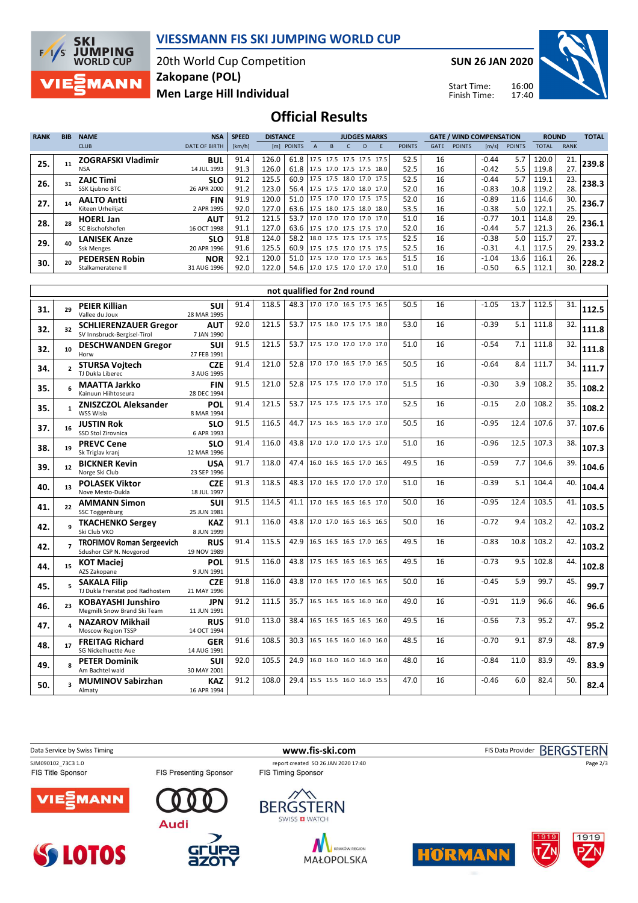# VIESSMANN FIS SKI JUMPING WORLD CUP

20th World Cup Competition
**Zakopane (POL)**
**Men Large Hill Individual**

**SUN 26 JAN 2020**

Start Time: 16:00
Finish Time: 17:40

## Official Results

| RANK | BIB | NAME / CLUB | NSA / DATE OF BIRTH | SPEED [km/h] | DISTANCE [m] | DISTANCE POINTS | A | B | C | D | E | JUDGES POINTS | GATE | GATE POINTS | WIND [m/s] | WIND POINTS | ROUND TOTAL | ROUND RANK | TOTAL |
|---|---|---|---|---|---|---|---|---|---|---|---|---|---|---|---|---|---|---|---|
| 25. | 11 | **ZOGRAFSKI Vladimir** NSA | **BUL** 14 JUL 1993 | 91.4 | 126.0 | 61.8 | 17.5 | 17.5 | 17.5 | 17.5 | 17.5 | 52.5 | 16 | | -0.44 | 5.7 | 120.0 | 21. | **239.8** |
| | | | | 91.3 | 126.0 | 61.8 | 17.5 | 17.0 | 17.5 | 17.5 | 18.0 | 52.5 | 16 | | -0.42 | 5.5 | 119.8 | 27. | |
| 26. | 31 | **ZAJC Timi** SSK Ljubno BTC | **SLO** 26 APR 2000 | 91.2 | 125.5 | 60.9 | 17.5 | 17.5 | 18.0 | 17.0 | 17.5 | 52.5 | 16 | | -0.44 | 5.7 | 119.1 | 23. | **238.3** |
| | | | | 91.2 | 123.0 | 56.4 | 17.5 | 17.5 | 17.0 | 18.0 | 17.0 | 52.0 | 16 | | -0.83 | 10.8 | 119.2 | 28. | |
| 27. | 14 | **AALTO Antti** Kiteen Urheilijat | **FIN** 2 APR 1995 | 91.9 | 120.0 | 51.0 | 17.5 | 17.0 | 17.0 | 17.5 | 17.5 | 52.0 | 16 | | -0.89 | 11.6 | 114.6 | 30. | **236.7** |
| | | | | 92.0 | 127.0 | 63.6 | 17.5 | 18.0 | 17.5 | 18.0 | 18.0 | 53.5 | 16 | | -0.38 | 5.0 | 122.1 | 25. | |
| 28. | 28 | **HOERL Jan** SC Bischofshofen | **AUT** 16 OCT 1998 | 91.2 | 121.5 | 53.7 | 17.0 | 17.0 | 17.0 | 17.0 | 17.0 | 51.0 | 16 | | -0.77 | 10.1 | 114.8 | 29. | **236.1** |
| | | | | 91.1 | 127.0 | 63.6 | 17.5 | 17.0 | 17.5 | 17.5 | 17.0 | 52.0 | 16 | | -0.44 | 5.7 | 121.3 | 26. | |
| 29. | 40 | **LANISEK Anze** Ssk Menges | **SLO** 20 APR 1996 | 91.8 | 124.0 | 58.2 | 18.0 | 17.5 | 17.5 | 17.5 | 17.5 | 52.5 | 16 | | -0.38 | 5.0 | 115.7 | 27. | **233.2** |
| | | | | 91.6 | 125.5 | 60.9 | 17.5 | 17.5 | 17.0 | 17.5 | 17.5 | 52.5 | 16 | | -0.31 | 4.1 | 117.5 | 29. | |
| 30. | 20 | **PEDERSEN Robin** Stalkameratene Il | **NOR** 31 AUG 1996 | 92.1 | 120.0 | 51.0 | 17.5 | 17.0 | 17.0 | 17.5 | 16.5 | 51.5 | 16 | | -1.04 | 13.6 | 116.1 | 26. | **228.2** |
| | | | | 92.0 | 122.0 | 54.6 | 17.0 | 17.5 | 17.0 | 17.0 | 17.0 | 51.0 | 16 | | -0.50 | 6.5 | 112.1 | 30. | |

### not qualified for 2nd round

| RANK | BIB | NAME / CLUB | NSA / DATE OF BIRTH | SPEED [km/h] | DISTANCE [m] | DISTANCE POINTS | A | B | C | D | E | JUDGES POINTS | GATE | GATE POINTS | WIND [m/s] | WIND POINTS | ROUND TOTAL | ROUND RANK | TOTAL |
|---|---|---|---|---|---|---|---|---|---|---|---|---|---|---|---|---|---|---|---|
| 31. | 29 | **PEIER Killian** Vallee du Joux | **SUI** 28 MAR 1995 | 91.4 | 118.5 | 48.3 | 17.0 | 17.0 | 16.5 | 17.5 | 16.5 | 50.5 | 16 | | -1.05 | 13.7 | 112.5 | 31. | **112.5** |
| 32. | 32 | **SCHLIERENZAUER Gregor** SV Innsbruck-Bergisel-Tirol | **AUT** 7 JAN 1990 | 92.0 | 121.5 | 53.7 | 17.5 | 18.0 | 17.5 | 17.5 | 18.0 | 53.0 | 16 | | -0.39 | 5.1 | 111.8 | 32. | **111.8** |
| 32. | 10 | **DESCHWANDEN Gregor** Horw | **SUI** 27 FEB 1991 | 91.5 | 121.5 | 53.7 | 17.5 | 17.0 | 17.0 | 17.0 | 17.0 | 51.0 | 16 | | -0.54 | 7.1 | 111.8 | 32. | **111.8** |
| 34. | 2 | **STURSA Vojtech** TJ Dukla Liberec | **CZE** 3 AUG 1995 | 91.4 | 121.0 | 52.8 | 17.0 | 17.0 | 16.5 | 17.0 | 16.5 | 50.5 | 16 | | -0.64 | 8.4 | 111.7 | 34. | **111.7** |
| 35. | 6 | **MAATTA Jarkko** Kainuun Hiihtoseura | **FIN** 28 DEC 1994 | 91.5 | 121.0 | 52.8 | 17.5 | 17.5 | 17.0 | 17.0 | 17.0 | 51.5 | 16 | | -0.30 | 3.9 | 108.2 | 35. | **108.2** |
| 35. | 1 | **ZNISZCZOL Aleksander** WSS Wisla | **POL** 8 MAR 1994 | 91.4 | 121.5 | 53.7 | 17.5 | 17.5 | 17.5 | 17.5 | 17.0 | 52.5 | 16 | | -0.15 | 2.0 | 108.2 | 35. | **108.2** |
| 37. | 16 | **JUSTIN Rok** SSD Stol Zirovnica | **SLO** 6 APR 1993 | 91.5 | 116.5 | 44.7 | 17.5 | 16.5 | 16.5 | 17.0 | 17.0 | 50.5 | 16 | | -0.95 | 12.4 | 107.6 | 37. | **107.6** |
| 38. | 19 | **PREVC Cene** Sk Triglav kranj | **SLO** 12 MAR 1996 | 91.4 | 116.0 | 43.8 | 17.0 | 17.0 | 17.0 | 17.5 | 17.0 | 51.0 | 16 | | -0.96 | 12.5 | 107.3 | 38. | **107.3** |
| 39. | 12 | **BICKNER Kevin** Norge Ski Club | **USA** 23 SEP 1996 | 91.7 | 118.0 | 47.4 | 16.0 | 16.5 | 16.5 | 17.0 | 16.5 | 49.5 | 16 | | -0.59 | 7.7 | 104.6 | 39. | **104.6** |
| 40. | 13 | **POLASEK Viktor** Nove Mesto-Dukla | **CZE** 18 JUL 1997 | 91.3 | 118.5 | 48.3 | 17.0 | 16.5 | 17.0 | 17.0 | 17.0 | 51.0 | 16 | | -0.39 | 5.1 | 104.4 | 40. | **104.4** |
| 41. | 22 | **AMMANN Simon** SSC Toggenburg | **SUI** 25 JUN 1981 | 91.5 | 114.5 | 41.1 | 17.0 | 16.5 | 16.5 | 16.5 | 17.0 | 50.0 | 16 | | -0.95 | 12.4 | 103.5 | 41. | **103.5** |
| 42. | 9 | **TKACHENKO Sergey** Ski Club VKO | **KAZ** 8 JUN 1999 | 91.1 | 116.0 | 43.8 | 17.0 | 17.0 | 16.5 | 16.5 | 16.5 | 50.0 | 16 | | -0.72 | 9.4 | 103.2 | 42. | **103.2** |
| 42. | 7 | **TROFIMOV Roman Sergeevich** Sdushor CSP N. Novgorod | **RUS** 19 NOV 1989 | 91.4 | 115.5 | 42.9 | 16.5 | 16.5 | 16.5 | 17.0 | 16.5 | 49.5 | 16 | | -0.83 | 10.8 | 103.2 | 42. | **103.2** |
| 44. | 15 | **KOT Maciej** AZS Zakopane | **POL** 9 JUN 1991 | 91.5 | 116.0 | 43.8 | 17.5 | 16.5 | 16.5 | 16.5 | 16.5 | 49.5 | 16 | | -0.73 | 9.5 | 102.8 | 44. | **102.8** |
| 45. | 5 | **SAKALA Filip** TJ Dukla Frenstat pod Radhostem | **CZE** 21 MAY 1996 | 91.8 | 116.0 | 43.8 | 17.0 | 16.5 | 17.0 | 16.5 | 16.5 | 50.0 | 16 | | -0.45 | 5.9 | 99.7 | 45. | **99.7** |
| 46. | 23 | **KOBAYASHI Junshiro** Megmilk Snow Brand Ski Team | **JPN** 11 JUN 1991 | 91.2 | 111.5 | 35.7 | 16.5 | 16.5 | 16.5 | 16.0 | 16.0 | 49.0 | 16 | | -0.91 | 11.9 | 96.6 | 46. | **96.6** |
| 47. | 4 | **NAZAROV Mikhail** Moscow Region TSSP | **RUS** 14 OCT 1994 | 91.0 | 113.0 | 38.4 | 16.5 | 16.5 | 16.5 | 16.5 | 16.0 | 49.5 | 16 | | -0.56 | 7.3 | 95.2 | 47. | **95.2** |
| 48. | 17 | **FREITAG Richard** SG Nickelhuette Aue | **GER** 14 AUG 1991 | 91.6 | 108.5 | 30.3 | 16.5 | 16.5 | 16.0 | 16.0 | 16.0 | 48.5 | 16 | | -0.70 | 9.1 | 87.9 | 48. | **87.9** |
| 49. | 8 | **PETER Dominik** Am Bachtel wald | **SUI** 30 MAY 2001 | 92.0 | 105.5 | 24.9 | 16.0 | 16.0 | 16.0 | 16.0 | 16.0 | 48.0 | 16 | | -0.84 | 11.0 | 83.9 | 49. | **83.9** |
| 50. | 3 | **MUMINOV Sabirzhan** Almaty | **KAZ** 16 APR 1994 | 91.2 | 108.0 | 29.4 | 15.5 | 15.5 | 16.0 | 16.0 | 15.5 | 47.0 | 16 | | -0.46 | 6.0 | 82.4 | 50. | **82.4** |

Data Service by Swiss Timing — www.fis-ski.com — FIS Data Provider BERGSTERN

SJM090102_73C3 1.0 — report created SO 26 JAN 2020 17:40

FIS Title Sponsor: VIESSMANN — FIS Presenting Sponsor: Audi — FIS Timing Sponsor: BERGSTERN SWISS WATCH

LOTOS — Grupa Azoty — Małopolska Kraków Region — HÖRMANN — 1919 TZN — 1919 PZN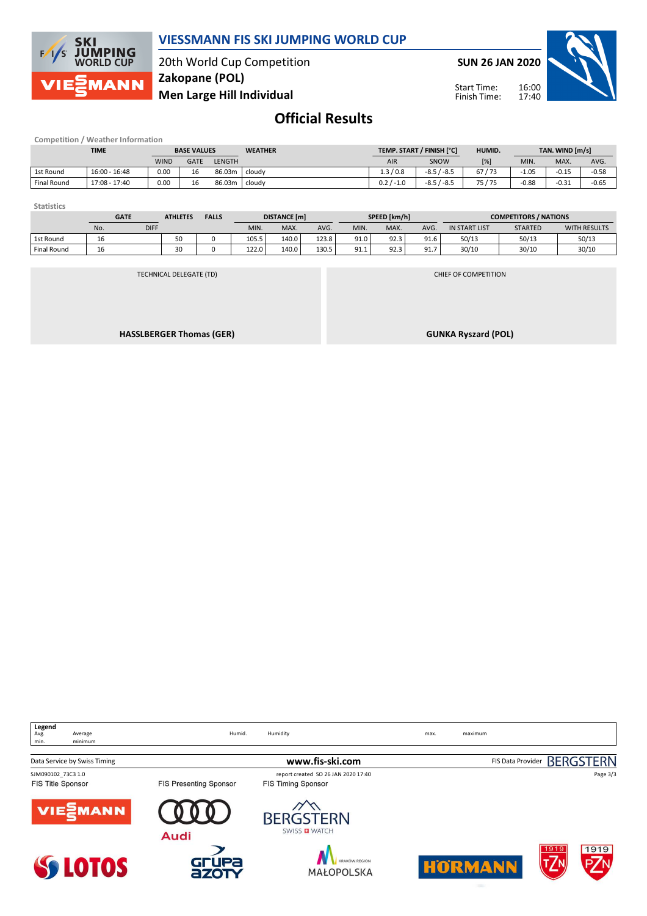# VIESSMANN FIS SKI JUMPING WORLD CUP

20th World Cup Competition
**Zakopane (POL)**
**Men Large Hill Individual**

**SUN 26 JAN 2020**

Start Time: 16:00
Finish Time: 17:40

## Official Results

Competition / Weather Information

| | TIME | BASE VALUES | | | WEATHER | TEMP. START / FINISH [°C] | | HUMID. | TAN. WIND [m/s] | | |
|---|---|---|---|---|---|---|---|---|---|---|---|
| | | WIND | GATE | LENGTH | | AIR | SNOW | [%] | MIN. | MAX. | AVG. |
| 1st Round | 16:00 - 16:48 | 0.00 | 16 | 86.03m | cloudy | 1.3 / 0.8 | -8.5 / -8.5 | 67 / 73 | -1.05 | -0.15 | -0.58 |
| Final Round | 17:08 - 17:40 | 0.00 | 16 | 86.03m | cloudy | 0.2 / -1.0 | -8.5 / -8.5 | 75 / 75 | -0.88 | -0.31 | -0.65 |

Statistics

| | GATE | | ATHLETES | FALLS | DISTANCE [m] | | | SPEED [km/h] | | | COMPETITORS / NATIONS | | |
|---|---|---|---|---|---|---|---|---|---|---|---|---|---|
| | No. | DIFF | | | MIN. | MAX. | AVG. | MIN. | MAX. | AVG. | IN START LIST | STARTED | WITH RESULTS |
| 1st Round | 16 | | 50 | 0 | 105.5 | 140.0 | 123.8 | 91.0 | 92.3 | 91.6 | 50/13 | 50/13 | 50/13 |
| Final Round | 16 | | 30 | 0 | 122.0 | 140.0 | 130.5 | 91.1 | 92.3 | 91.7 | 30/10 | 30/10 | 30/10 |

| TECHNICAL DELEGATE (TD) | CHIEF OF COMPETITION |
|---|---|
| **HASSLBERGER Thomas (GER)** | **GUNKA Ryszard (POL)** |

**Legend**

| | | | | | |
|---|---|---|---|---|---|
| Avg. | Average | Humid. | Humidity | max. | maximum |
| min. | minimum | | | | |

Data Service by Swiss Timing — www.fis-ski.com — FIS Data Provider BERGSTERN

SJM090102_73C3 1.0 — report created SO 26 JAN 2020 17:40

FIS Title Sponsor: VIESSMANN — FIS Presenting Sponsor: Audi — FIS Timing Sponsor: BERGSTERN SWISS WATCH

LOTOS — Grupa Azoty — MAŁOPOLSKA KRAKÓW REGION — HÖRMANN — TZN 1919 — PZN 1919